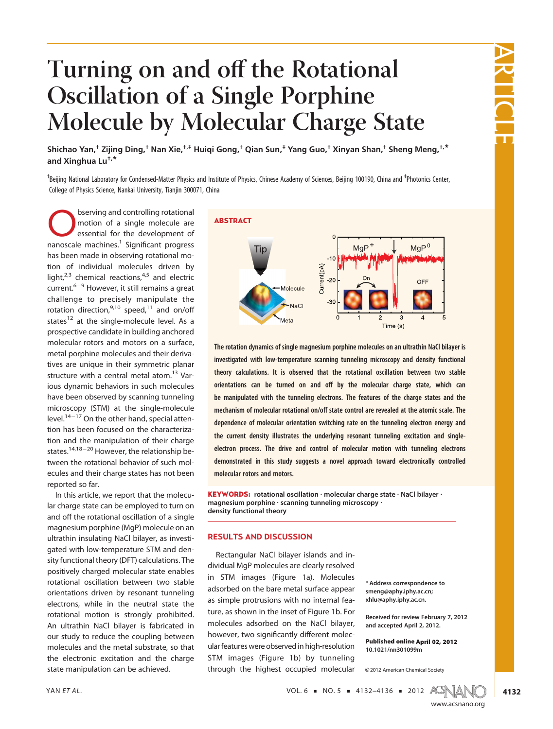# Turning on and off the Rotational Oscillation of a Single Porphine Molecule by Molecular Charge State

**Shichao Yan,[†] Zijing Ding,[†] Nan Xie,[†,‡] Huiqi Gong,[†] Qian Sun,[‡] Yang Guo,[†] Xinyan Shan,[†] Sheng Meng,[†,*] and Xinghua Lu[†,*]**

[†]Beijing National Laboratory for Condensed-Matter Physics and Institute of Physics, Chinese Academy of Sciences, Beijing 100190, China and [‡]Photonics Center, College of Physics Science, Nankai University, Tianjin 300071, China

## ABSTRACT

The rotation dynamics of single magnesium porphine molecules on an ultrathin NaCl bilayer is investigated with low-temperature scanning tunneling microscopy and density functional theory calculations. It is observed that the rotational oscillation between two stable orientations can be turned on and off by the molecular charge state, which can be manipulated with the tunneling electrons. The features of the charge states and the mechanism of molecular rotational on/off state control are revealed at the atomic scale. The dependence of molecular orientation switching rate on the tunneling electron energy and the current density illustrates the underlying resonant tunneling excitation and single-electron process. The drive and control of molecular motion with tunneling electrons demonstrated in this study suggests a novel approach toward electronically controlled molecular rotors and motors.

**KEYWORDS:** rotational oscillation · molecular charge state · NaCl bilayer · magnesium porphine · scanning tunneling microscopy · density functional theory

Observing and controlling rotational motion of a single molecule are essential for the development of nanoscale machines.[1] Significant progress has been made in observing rotational motion of individual molecules driven by light,[2,3] chemical reactions,[4,5] and electric current.[6−9] However, it still remains a great challenge to precisely manipulate the rotation direction,[9,10] speed,[11] and on/off states[12] at the single-molecule level. As a prospective candidate in building anchored molecular rotors and motors on a surface, metal porphine molecules and their derivatives are unique in their symmetric planar structure with a central metal atom.[13] Various dynamic behaviors in such molecules have been observed by scanning tunneling microscopy (STM) at the single-molecule level.[14−17] On the other hand, special attention has been focused on the characterization and the manipulation of their charge states.[14,18−20] However, the relationship between the rotational behavior of such molecules and their charge states has not been reported so far.

In this article, we report that the molecular charge state can be employed to turn on and off the rotational oscillation of a single magnesium porphine (MgP) molecule on an ultrathin insulating NaCl bilayer, as investigated with low-temperature STM and density functional theory (DFT) calculations. The positively charged molecular state enables rotational oscillation between two stable orientations driven by resonant tunneling electrons, while in the neutral state the rotational motion is strongly prohibited. An ultrathin NaCl bilayer is fabricated in our study to reduce the coupling between molecules and the metal substrate, so that the electronic excitation and the charge state manipulation can be achieved.

## RESULTS AND DISCUSSION

Rectangular NaCl bilayer islands and individual MgP molecules are clearly resolved in STM images (Figure 1a). Molecules adsorbed on the bare metal surface appear as simple protrusions with no internal feature, as shown in the inset of Figure 1b. For molecules adsorbed on the NaCl bilayer, however, two significantly different molecular features were observed in high-resolution STM images (Figure 1b) by tunneling through the highest occupied molecular

\* Address correspondence to smeng@aphy.iphy.ac.cn; xhlu@aphy.iphy.ac.cn.

Received for review February 7, 2012 and accepted April 2, 2012.

Published online April 02, 2012
10.1021/nn301099m

© 2012 American Chemical Society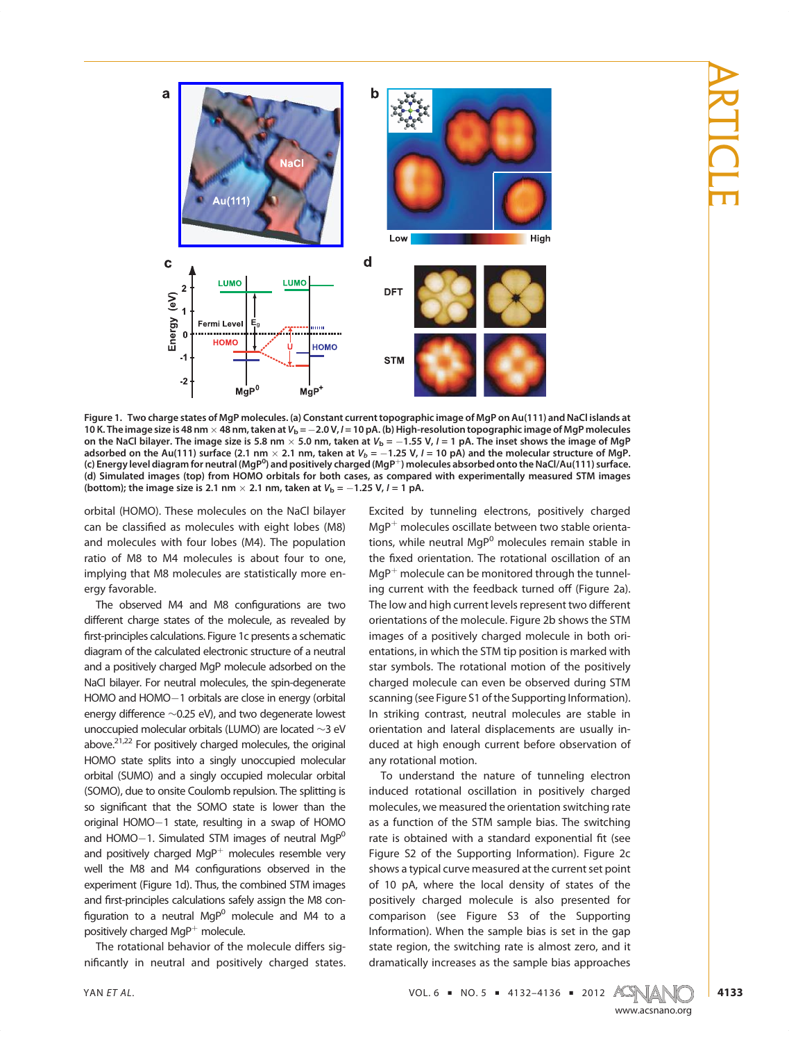Figure 1. Two charge states of MgP molecules. (a) Constant current topographic image of MgP on Au(111) and NaCl islands at 10 K. The image size is 48 nm × 48 nm, taken at $V_b = -2.0$ V, $I = 10$ pA. (b) High-resolution topographic image of MgP molecules on the NaCl bilayer. The image size is 5.8 nm × 5.0 nm, taken at $V_b = -1.55$ V, $I = 1$ pA. The inset shows the image of MgP adsorbed on the Au(111) surface (2.1 nm × 2.1 nm, taken at $V_b = -1.25$ V, $I = 10$ pA) and the molecular structure of MgP. (c) Energy level diagram for neutral ($MgP^0$) and positively charged ($MgP^+$) molecules absorbed onto the NaCl/Au(111) surface. (d) Simulated images (top) from HOMO orbitals for both cases, as compared with experimentally measured STM images (bottom); the image size is 2.1 nm × 2.1 nm, taken at $V_b = -1.25$ V, $I = 1$ pA.

orbital (HOMO). These molecules on the NaCl bilayer can be classified as molecules with eight lobes (M8) and molecules with four lobes (M4). The population ratio of M8 to M4 molecules is about four to one, implying that M8 molecules are statistically more energy favorable.

The observed M4 and M8 configurations are two different charge states of the molecule, as revealed by first-principles calculations. Figure 1c presents a schematic diagram of the calculated electronic structure of a neutral and a positively charged MgP molecule adsorbed on the NaCl bilayer. For neutral molecules, the spin-degenerate HOMO and HOMO−1 orbitals are close in energy (orbital energy difference ~0.25 eV), and two degenerate lowest unoccupied molecular orbitals (LUMO) are located ~3 eV above.[21,22] For positively charged molecules, the original HOMO state splits into a singly unoccupied molecular orbital (SUMO) and a singly occupied molecular orbital (SOMO), due to onsite Coulomb repulsion. The splitting is so significant that the SOMO state is lower than the original HOMO−1 state, resulting in a swap of HOMO and HOMO−1. Simulated STM images of neutral $MgP^0$ and positively charged $MgP^+$ molecules resemble very well the M8 and M4 configurations observed in the experiment (Figure 1d). Thus, the combined STM images and first-principles calculations safely assign the M8 configuration to a neutral $MgP^0$ molecule and M4 to a positively charged $MgP^+$ molecule.

The rotational behavior of the molecule differs significantly in neutral and positively charged states. Excited by tunneling electrons, positively charged $MgP^+$ molecules oscillate between two stable orientations, while neutral $MgP^0$ molecules remain stable in the fixed orientation. The rotational oscillation of an $MgP^+$ molecule can be monitored through the tunneling current with the feedback turned off (Figure 2a). The low and high current levels represent two different orientations of the molecule. Figure 2b shows the STM images of a positively charged molecule in both orientations, in which the STM tip position is marked with star symbols. The rotational motion of the positively charged molecule can even be observed during STM scanning (see Figure S1 of the Supporting Information). In striking contrast, neutral molecules are stable in orientation and lateral displacements are usually induced at high enough current before observation of any rotational motion.

To understand the nature of tunneling electron induced rotational oscillation in positively charged molecules, we measured the orientation switching rate as a function of the STM sample bias. The switching rate is obtained with a standard exponential fit (see Figure S2 of the Supporting Information). Figure 2c shows a typical curve measured at the current set point of 10 pA, where the local density of states of the positively charged molecule is also presented for comparison (see Figure S3 of the Supporting Information). When the sample bias is set in the gap state region, the switching rate is almost zero, and it dramatically increases as the sample bias approaches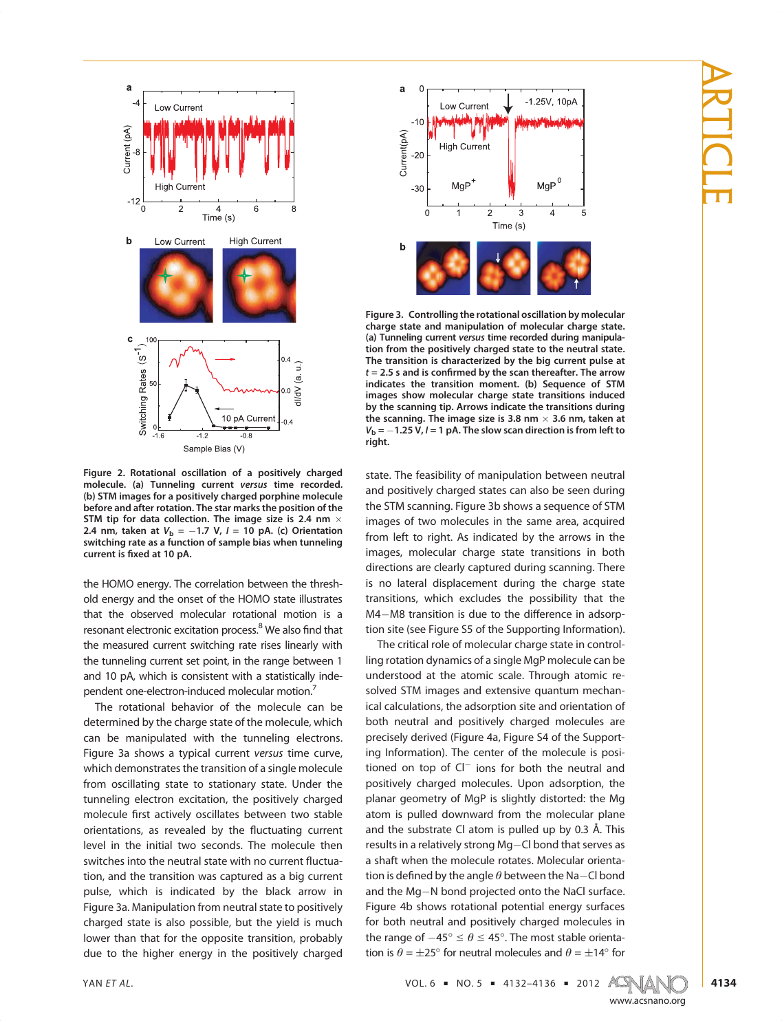**Figure 2. Rotational oscillation of a positively charged molecule. (a) Tunneling current *versus* time recorded. (b) STM images for a positively charged porphine molecule before and after rotation. The star marks the position of the STM tip for data collection. The image size is 2.4 nm × 2.4 nm, taken at $V_b$ = −1.7 V, $I$ = 10 pA. (c) Orientation switching rate as a function of sample bias when tunneling current is fixed at 10 pA.**

the HOMO energy. The correlation between the threshold energy and the onset of the HOMO state illustrates that the observed molecular rotational motion is a resonant electronic excitation process.[8] We also find that the measured current switching rate rises linearly with the tunneling current set point, in the range between 1 and 10 pA, which is consistent with a statistically independent one-electron-induced molecular motion.[7]

The rotational behavior of the molecule can be determined by the charge state of the molecule, which can be manipulated with the tunneling electrons. Figure 3a shows a typical current *versus* time curve, which demonstrates the transition of a single molecule from oscillating state to stationary state. Under the tunneling electron excitation, the positively charged molecule first actively oscillates between two stable orientations, as revealed by the fluctuating current level in the initial two seconds. The molecule then switches into the neutral state with no current fluctuation, and the transition was captured as a big current pulse, which is indicated by the black arrow in Figure 3a. Manipulation from neutral state to positively charged state is also possible, but the yield is much lower than that for the opposite transition, probably due to the higher energy in the positively charged state. The feasibility of manipulation between neutral and positively charged states can also be seen during the STM scanning. Figure 3b shows a sequence of STM images of two molecules in the same area, acquired from left to right. As indicated by the arrows in the images, molecular charge state transitions in both directions are clearly captured during scanning. There is no lateral displacement during the charge state transitions, which excludes the possibility that the M4−M8 transition is due to the difference in adsorption site (see Figure S5 of the Supporting Information).

**Figure 3. Controlling the rotational oscillation by molecular charge state and manipulation of molecular charge state. (a) Tunneling current *versus* time recorded during manipulation from the positively charged state to the neutral state. The transition is characterized by the big current pulse at $t$ = 2.5 s and is confirmed by the scan thereafter. The arrow indicates the transition moment. (b) Sequence of STM images show molecular charge state transitions induced by the scanning tip. Arrows indicate the transitions during the scanning. The image size is 3.8 nm × 3.6 nm, taken at $V_b$ = −1.25 V, $I$ = 1 pA. The slow scan direction is from left to right.**

The critical role of molecular charge state in controlling rotation dynamics of a single MgP molecule can be understood at the atomic scale. Through atomic resolved STM images and extensive quantum mechanical calculations, the adsorption site and orientation of both neutral and positively charged molecules are precisely derived (Figure 4a, Figure S4 of the Supporting Information). The center of the molecule is positioned on top of $Cl^-$ ions for both the neutral and positively charged molecules. Upon adsorption, the planar geometry of MgP is slightly distorted: the Mg atom is pulled downward from the molecular plane and the substrate Cl atom is pulled up by 0.3 Å. This results in a relatively strong Mg−Cl bond that serves as a shaft when the molecule rotates. Molecular orientation is defined by the angle $\theta$ between the Na−Cl bond and the Mg−N bond projected onto the NaCl surface. Figure 4b shows rotational potential energy surfaces for both neutral and positively charged molecules in the range of $-45° \leq \theta \leq 45°$. The most stable orientation is $\theta = \pm 25°$ for neutral molecules and $\theta = \pm 14°$ for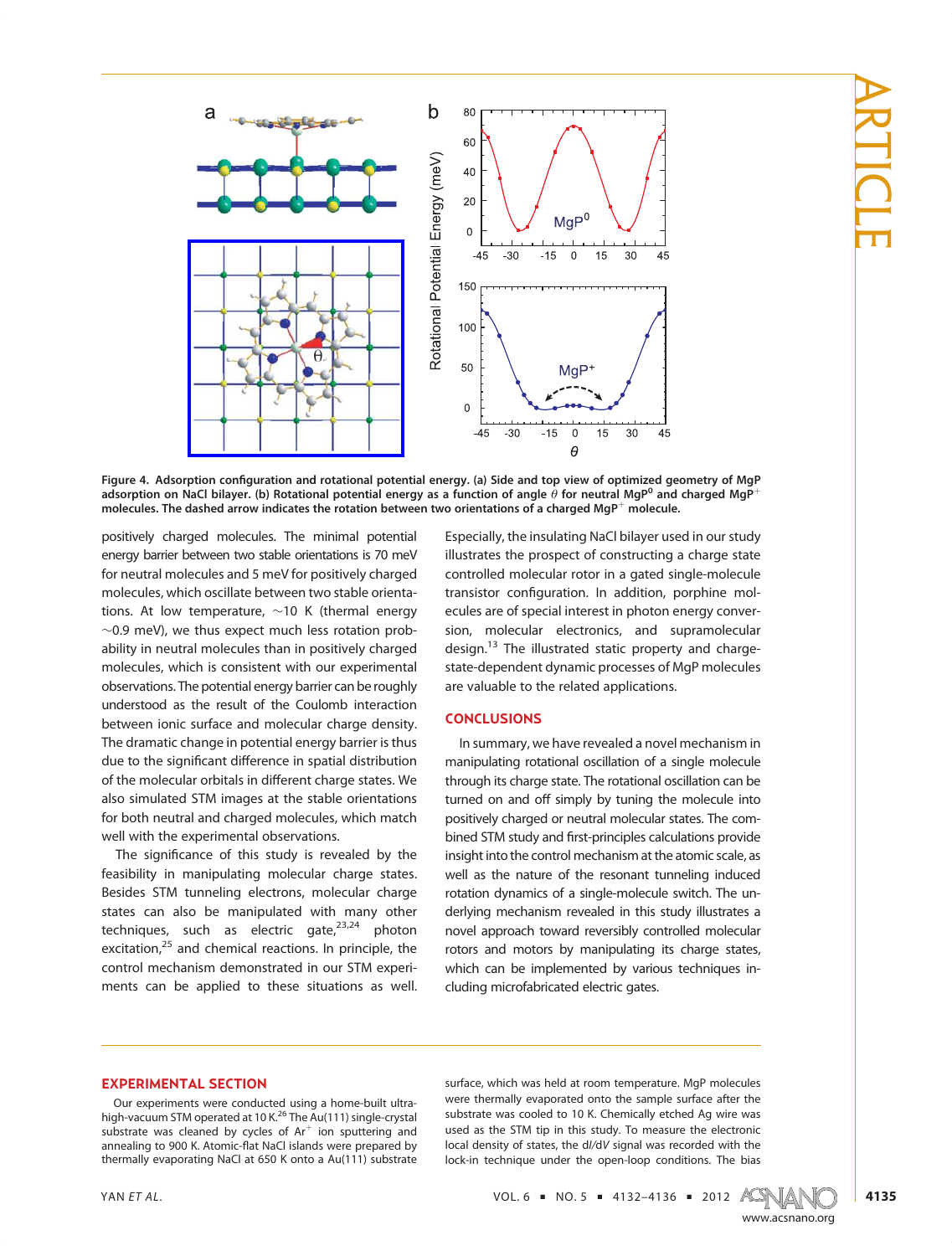Figure 4. Adsorption configuration and rotational potential energy. (a) Side and top view of optimized geometry of MgP adsorption on NaCl bilayer. (b) Rotational potential energy as a function of angle $\theta$ for neutral $MgP^0$ and charged $MgP^+$ molecules. The dashed arrow indicates the rotation between two orientations of a charged $MgP^+$ molecule.

positively charged molecules. The minimal potential energy barrier between two stable orientations is 70 meV for neutral molecules and 5 meV for positively charged molecules, which oscillate between two stable orientations. At low temperature, ~10 K (thermal energy ~0.9 meV), we thus expect much less rotation probability in neutral molecules than in positively charged molecules, which is consistent with our experimental observations. The potential energy barrier can be roughly understood as the result of the Coulomb interaction between ionic surface and molecular charge density. The dramatic change in potential energy barrier is thus due to the significant difference in spatial distribution of the molecular orbitals in different charge states. We also simulated STM images at the stable orientations for both neutral and charged molecules, which match well with the experimental observations.

The significance of this study is revealed by the feasibility in manipulating molecular charge states. Besides STM tunneling electrons, molecular charge states can also be manipulated with many other techniques, such as electric gate,[23,24] photon excitation,[25] and chemical reactions. In principle, the control mechanism demonstrated in our STM experiments can be applied to these situations as well. Especially, the insulating NaCl bilayer used in our study illustrates the prospect of constructing a charge state controlled molecular rotor in a gated single-molecule transistor configuration. In addition, porphine molecules are of special interest in photon energy conversion, molecular electronics, and supramolecular design.[13] The illustrated static property and charge-state-dependent dynamic processes of MgP molecules are valuable to the related applications.

## CONCLUSIONS

In summary, we have revealed a novel mechanism in manipulating rotational oscillation of a single molecule through its charge state. The rotational oscillation can be turned on and off simply by tuning the molecule into positively charged or neutral molecular states. The combined STM study and first-principles calculations provide insight into the control mechanism at the atomic scale, as well as the nature of the resonant tunneling induced rotation dynamics of a single-molecule switch. The underlying mechanism revealed in this study illustrates a novel approach toward reversibly controlled molecular rotors and motors by manipulating its charge states, which can be implemented by various techniques including microfabricated electric gates.

## EXPERIMENTAL SECTION

Our experiments were conducted using a home-built ultrahigh-vacuum STM operated at 10 K.[26] The Au(111) single-crystal substrate was cleaned by cycles of $Ar^+$ ion sputtering and annealing to 900 K. Atomic-flat NaCl islands were prepared by thermally evaporating NaCl at 650 K onto a Au(111) substrate surface, which was held at room temperature. MgP molecules were thermally evaporated onto the sample surface after the substrate was cooled to 10 K. Chemically etched Ag wire was used as the STM tip in this study. To measure the electronic local density of states, the d$I$/d$V$ signal was recorded with the lock-in technique under the open-loop conditions. The bias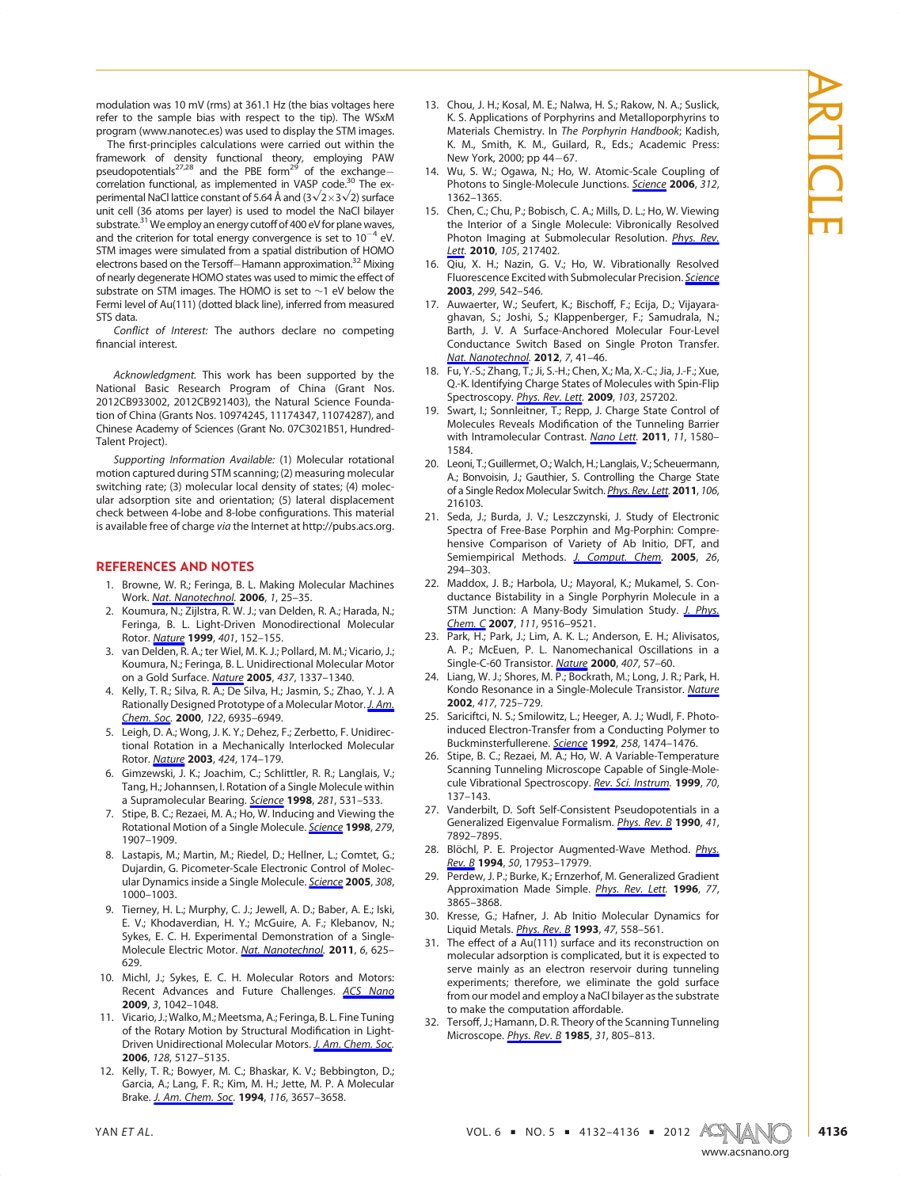modulation was 10 mV (rms) at 361.1 Hz (the bias voltages here refer to the sample bias with respect to the tip). The WSxM program (www.nanotec.es) was used to display the STM images.

The first-principles calculations were carried out within the framework of density functional theory, employing PAW pseudopotentials[27,28] and the PBE form[29] of the exchange–correlation functional, as implemented in VASP code.[30] The experimental NaCl lattice constant of 5.64 Å and $(3\sqrt{2}\times3\sqrt{2})$ surface unit cell (36 atoms per layer) is used to model the NaCl bilayer substrate.[31] We employ an energy cutoff of 400 eV for plane waves, and the criterion for total energy convergence is set to $10^{-4}$ eV. STM images were simulated from a spatial distribution of HOMO electrons based on the Tersoff–Hamann approximation.[32] Mixing of nearly degenerate HOMO states was used to mimic the effect of substrate on STM images. The HOMO is set to ~1 eV below the Fermi level of Au(111) (dotted black line), inferred from measured STS data.

*Conflict of Interest:* The authors declare no competing financial interest.

*Acknowledgment.* This work has been supported by the National Basic Research Program of China (Grant Nos. 2012CB933002, 2012CB921403), the Natural Science Foundation of China (Grants Nos. 10974245, 11174347, 11074287), and Chinese Academy of Sciences (Grant No. 07C3021B51, Hundred-Talent Project).

*Supporting Information Available:* (1) Molecular rotational motion captured during STM scanning; (2) measuring molecular switching rate; (3) molecular local density of states; (4) molecular adsorption site and orientation; (5) lateral displacement check between 4-lobe and 8-lobe configurations. This material is available free of charge *via* the Internet at http://pubs.acs.org.

## REFERENCES AND NOTES

1. Browne, W. R.; Feringa, B. L. Making Molecular Machines Work. *Nat. Nanotechnol.* **2006**, *1*, 25–35.
2. Koumura, N.; Zijlstra, R. W. J.; van Delden, R. A.; Harada, N.; Feringa, B. L. Light-Driven Monodirectional Molecular Rotor. *Nature* **1999**, *401*, 152–155.
3. van Delden, R. A.; ter Wiel, M. K. J.; Pollard, M. M.; Vicario, J.; Koumura, N.; Feringa, B. L. Unidirectional Molecular Motor on a Gold Surface. *Nature* **2005**, *437*, 1337–1340.
4. Kelly, T. R.; Silva, R. A.; De Silva, H.; Jasmin, S.; Zhao, Y. J. A Rationally Designed Prototype of a Molecular Motor. *J. Am. Chem. Soc.* **2000**, *122*, 6935–6949.
5. Leigh, D. A.; Wong, J. K. Y.; Dehez, F.; Zerbetto, F. Unidirectional Rotation in a Mechanically Interlocked Molecular Rotor. *Nature* **2003**, *424*, 174–179.
6. Gimzewski, J. K.; Joachim, C.; Schlittler, R. R.; Langlais, V.; Tang, H.; Johannsen, I. Rotation of a Single Molecule within a Supramolecular Bearing. *Science* **1998**, *281*, 531–533.
7. Stipe, B. C.; Rezaei, M. A.; Ho, W. Inducing and Viewing the Rotational Motion of a Single Molecule. *Science* **1998**, *279*, 1907–1909.
8. Lastapis, M.; Martin, M.; Riedel, D.; Hellner, L.; Comtet, G.; Dujardin, G. Picometer-Scale Electronic Control of Molecular Dynamics inside a Single Molecule. *Science* **2005**, *308*, 1000–1003.
9. Tierney, H. L.; Murphy, C. J.; Jewell, A. D.; Baber, A. E.; Iski, E. V.; Khodaverdian, H. Y.; McGuire, A. F.; Klebanov, N.; Sykes, E. C. H. Experimental Demonstration of a Single-Molecule Electric Motor. *Nat. Nanotechnol.* **2011**, *6*, 625–629.
10. Michl, J.; Sykes, E. C. H. Molecular Rotors and Motors: Recent Advances and Future Challenges. *ACS Nano* **2009**, *3*, 1042–1048.
11. Vicario, J.; Walko, M.; Meetsma, A.; Feringa, B. L. Fine Tuning of the Rotary Motion by Structural Modification in Light-Driven Unidirectional Molecular Motors. *J. Am. Chem. Soc.* **2006**, *128*, 5127–5135.
12. Kelly, T. R.; Bowyer, M. C.; Bhaskar, K. V.; Bebbington, D.; Garcia, A.; Lang, F. R.; Kim, M. H.; Jette, M. P. A Molecular Brake. *J. Am. Chem. Soc.* **1994**, *116*, 3657–3658.
13. Chou, J. H.; Kosal, M. E.; Nalwa, H. S.; Rakow, N. A.; Suslick, K. S. Applications of Porphyrins and Metalloporphyrins to Materials Chemistry. In *The Porphyrin Handbook*; Kadish, K. M., Smith, K. M., Guilard, R., Eds.; Academic Press: New York, 2000; pp 44–67.
14. Wu, S. W.; Ogawa, N.; Ho, W. Atomic-Scale Coupling of Photons to Single-Molecule Junctions. *Science* **2006**, *312*, 1362–1365.
15. Chen, C.; Chu, P.; Bobisch, C. A.; Mills, D. L.; Ho, W. Viewing the Interior of a Single Molecule: Vibronically Resolved Photon Imaging at Submolecular Resolution. *Phys. Rev. Lett.* **2010**, *105*, 217402.
16. Qiu, X. H.; Nazin, G. V.; Ho, W. Vibrationally Resolved Fluorescence Excited with Submolecular Precision. *Science* **2003**, *299*, 542–546.
17. Auwaerter, W.; Seufert, K.; Bischoff, F.; Ecija, D.; Vijayaraghavan, S.; Joshi, S.; Klappenberger, F.; Samudrala, N.; Barth, J. V. A Surface-Anchored Molecular Four-Level Conductance Switch Based on Single Proton Transfer. *Nat. Nanotechnol.* **2012**, *7*, 41–46.
18. Fu, Y.-S.; Zhang, T.; Ji, S.-H.; Chen, X.; Ma, X.-C.; Jia, J.-F.; Xue, Q.-K. Identifying Charge States of Molecules with Spin-Flip Spectroscopy. *Phys. Rev. Lett.* **2009**, *103*, 257202.
19. Swart, I.; Sonnleitner, T.; Repp, J. Charge State Control of Molecules Reveals Modification of the Tunneling Barrier with Intramolecular Contrast. *Nano Lett.* **2011**, *11*, 1580–1584.
20. Leoni, T.; Guillermet, O.; Walch, H.; Langlais, V.; Scheuermann, A.; Bonvoisin, J.; Gauthier, S. Controlling the Charge State of a Single Redox Molecular Switch. *Phys. Rev. Lett.* **2011**, *106*, 216103.
21. Seda, J.; Burda, J. V.; Leszczynski, J. Study of Electronic Spectra of Free-Base Porphin and Mg-Porphin: Comprehensive Comparison of Variety of Ab Initio, DFT, and Semiempirical Methods. *J. Comput. Chem.* **2005**, *26*, 294–303.
22. Maddox, J. B.; Harbola, U.; Mayoral, K.; Mukamel, S. Conductance Bistability in a Single Porphyrin Molecule in a STM Junction: A Many-Body Simulation Study. *J. Phys. Chem. C* **2007**, *111*, 9516–9521.
23. Park, H.; Park, J.; Lim, A. K. L.; Anderson, E. H.; Alivisatos, A. P.; McEuen, P. L. Nanomechanical Oscillations in a Single-C-60 Transistor. *Nature* **2000**, *407*, 57–60.
24. Liang, W. J.; Shores, M. P.; Bockrath, M.; Long, J. R.; Park, H. Kondo Resonance in a Single-Molecule Transistor. *Nature* **2002**, *417*, 725–729.
25. Sariciftci, N. S.; Smilowitz, L.; Heeger, A. J.; Wudl, F. Photoinduced Electron-Transfer from a Conducting Polymer to Buckminsterfullerene. *Science* **1992**, *258*, 1474–1476.
26. Stipe, B. C.; Rezaei, M. A.; Ho, W. A Variable-Temperature Scanning Tunneling Microscope Capable of Single-Molecule Vibrational Spectroscopy. *Rev. Sci. Instrum.* **1999**, *70*, 137–143.
27. Vanderbilt, D. Soft Self-Consistent Pseudopotentials in a Generalized Eigenvalue Formalism. *Phys. Rev. B* **1990**, *41*, 7892–7895.
28. Blöchl, P. E. Projector Augmented-Wave Method. *Phys. Rev. B* **1994**, *50*, 17953–17979.
29. Perdew, J. P.; Burke, K.; Ernzerhof, M. Generalized Gradient Approximation Made Simple. *Phys. Rev. Lett.* **1996**, *77*, 3865–3868.
30. Kresse, G.; Hafner, J. Ab Initio Molecular Dynamics for Liquid Metals. *Phys. Rev. B* **1993**, *47*, 558–561.
31. The effect of a Au(111) surface and its reconstruction on molecular adsorption is complicated, but it is expected to serve mainly as an electron reservoir during tunneling experiments; therefore, we eliminate the gold surface from our model and employ a NaCl bilayer as the substrate to make the computation affordable.
32. Tersoff, J.; Hamann, D. R. Theory of the Scanning Tunneling Microscope. *Phys. Rev. B* **1985**, *31*, 805–813.